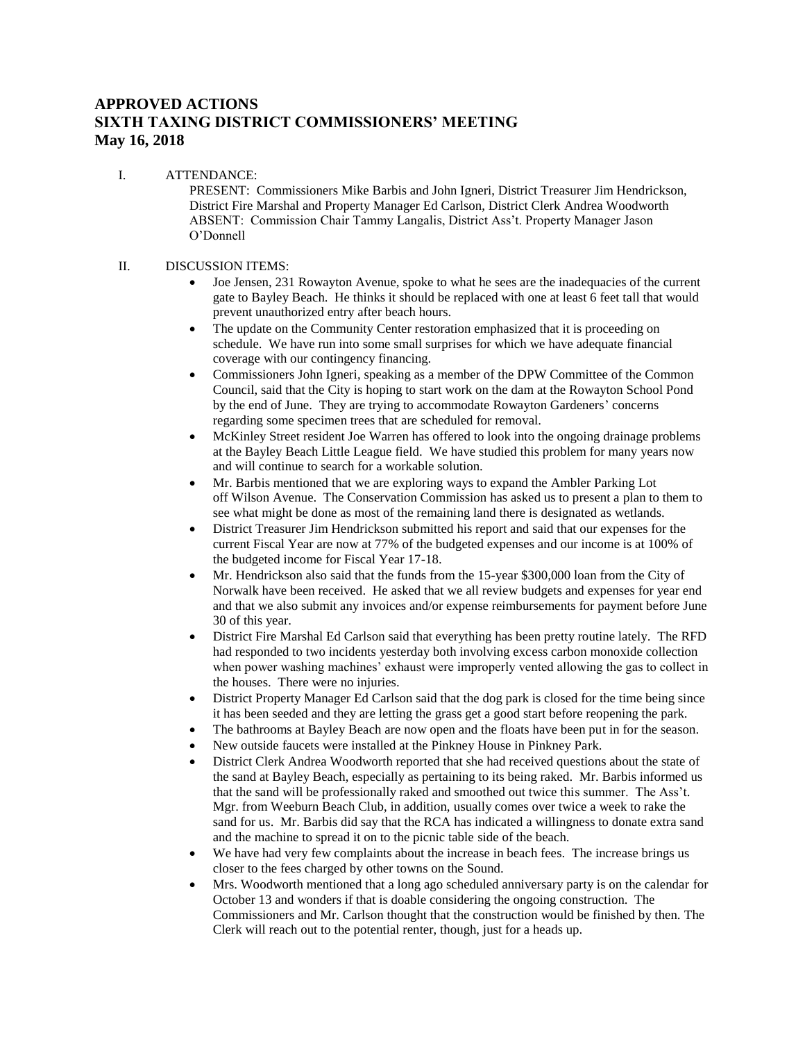# APPROVED ACTIONS
# SIXTH TAXING DISTRICT COMMISSIONERS' MEETING
# May 16, 2018

I. ATTENDANCE:

PRESENT: Commissioners Mike Barbis and John Igneri, District Treasurer Jim Hendrickson, District Fire Marshal and Property Manager Ed Carlson, District Clerk Andrea Woodworth
ABSENT: Commission Chair Tammy Langalis, District Ass't. Property Manager Jason O'Donnell

II. DISCUSSION ITEMS:

- Joe Jensen, 231 Rowayton Avenue, spoke to what he sees are the inadequacies of the current gate to Bayley Beach. He thinks it should be replaced with one at least 6 feet tall that would prevent unauthorized entry after beach hours.
- The update on the Community Center restoration emphasized that it is proceeding on schedule. We have run into some small surprises for which we have adequate financial coverage with our contingency financing.
- Commissioners John Igneri, speaking as a member of the DPW Committee of the Common Council, said that the City is hoping to start work on the dam at the Rowayton School Pond by the end of June. They are trying to accommodate Rowayton Gardeners' concerns regarding some specimen trees that are scheduled for removal.
- McKinley Street resident Joe Warren has offered to look into the ongoing drainage problems at the Bayley Beach Little League field. We have studied this problem for many years now and will continue to search for a workable solution.
- Mr. Barbis mentioned that we are exploring ways to expand the Ambler Parking Lot off Wilson Avenue. The Conservation Commission has asked us to present a plan to them to see what might be done as most of the remaining land there is designated as wetlands.
- District Treasurer Jim Hendrickson submitted his report and said that our expenses for the current Fiscal Year are now at 77% of the budgeted expenses and our income is at 100% of the budgeted income for Fiscal Year 17-18.
- Mr. Hendrickson also said that the funds from the 15-year $300,000 loan from the City of Norwalk have been received. He asked that we all review budgets and expenses for year end and that we also submit any invoices and/or expense reimbursements for payment before June 30 of this year.
- District Fire Marshal Ed Carlson said that everything has been pretty routine lately. The RFD had responded to two incidents yesterday both involving excess carbon monoxide collection when power washing machines' exhaust were improperly vented allowing the gas to collect in the houses. There were no injuries.
- District Property Manager Ed Carlson said that the dog park is closed for the time being since it has been seeded and they are letting the grass get a good start before reopening the park.
- The bathrooms at Bayley Beach are now open and the floats have been put in for the season.
- New outside faucets were installed at the Pinkney House in Pinkney Park.
- District Clerk Andrea Woodworth reported that she had received questions about the state of the sand at Bayley Beach, especially as pertaining to its being raked. Mr. Barbis informed us that the sand will be professionally raked and smoothed out twice this summer. The Ass't. Mgr. from Weeburn Beach Club, in addition, usually comes over twice a week to rake the sand for us. Mr. Barbis did say that the RCA has indicated a willingness to donate extra sand and the machine to spread it on to the picnic table side of the beach.
- We have had very few complaints about the increase in beach fees. The increase brings us closer to the fees charged by other towns on the Sound.
- Mrs. Woodworth mentioned that a long ago scheduled anniversary party is on the calendar for October 13 and wonders if that is doable considering the ongoing construction. The Commissioners and Mr. Carlson thought that the construction would be finished by then. The Clerk will reach out to the potential renter, though, just for a heads up.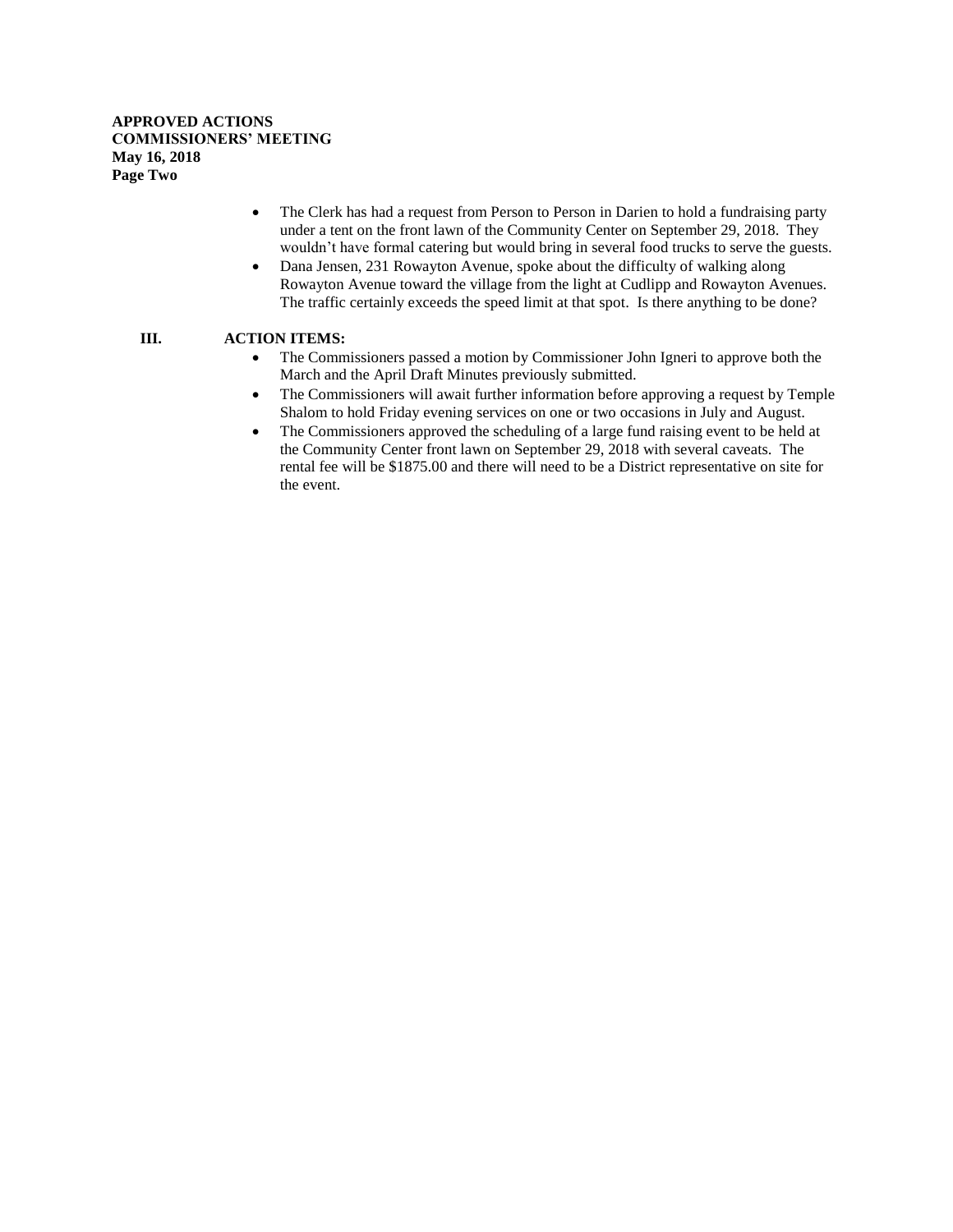**APPROVED ACTIONS**
**COMMISSIONERS' MEETING**
**May 16, 2018**
**Page Two**

- The Clerk has had a request from Person to Person in Darien to hold a fundraising party under a tent on the front lawn of the Community Center on September 29, 2018. They wouldn't have formal catering but would bring in several food trucks to serve the guests.
- Dana Jensen, 231 Rowayton Avenue, spoke about the difficulty of walking along Rowayton Avenue toward the village from the light at Cudlipp and Rowayton Avenues. The traffic certainly exceeds the speed limit at that spot. Is there anything to be done?

## III. ACTION ITEMS:

- The Commissioners passed a motion by Commissioner John Igneri to approve both the March and the April Draft Minutes previously submitted.
- The Commissioners will await further information before approving a request by Temple Shalom to hold Friday evening services on one or two occasions in July and August.
- The Commissioners approved the scheduling of a large fund raising event to be held at the Community Center front lawn on September 29, 2018 with several caveats. The rental fee will be $1875.00 and there will need to be a District representative on site for the event.